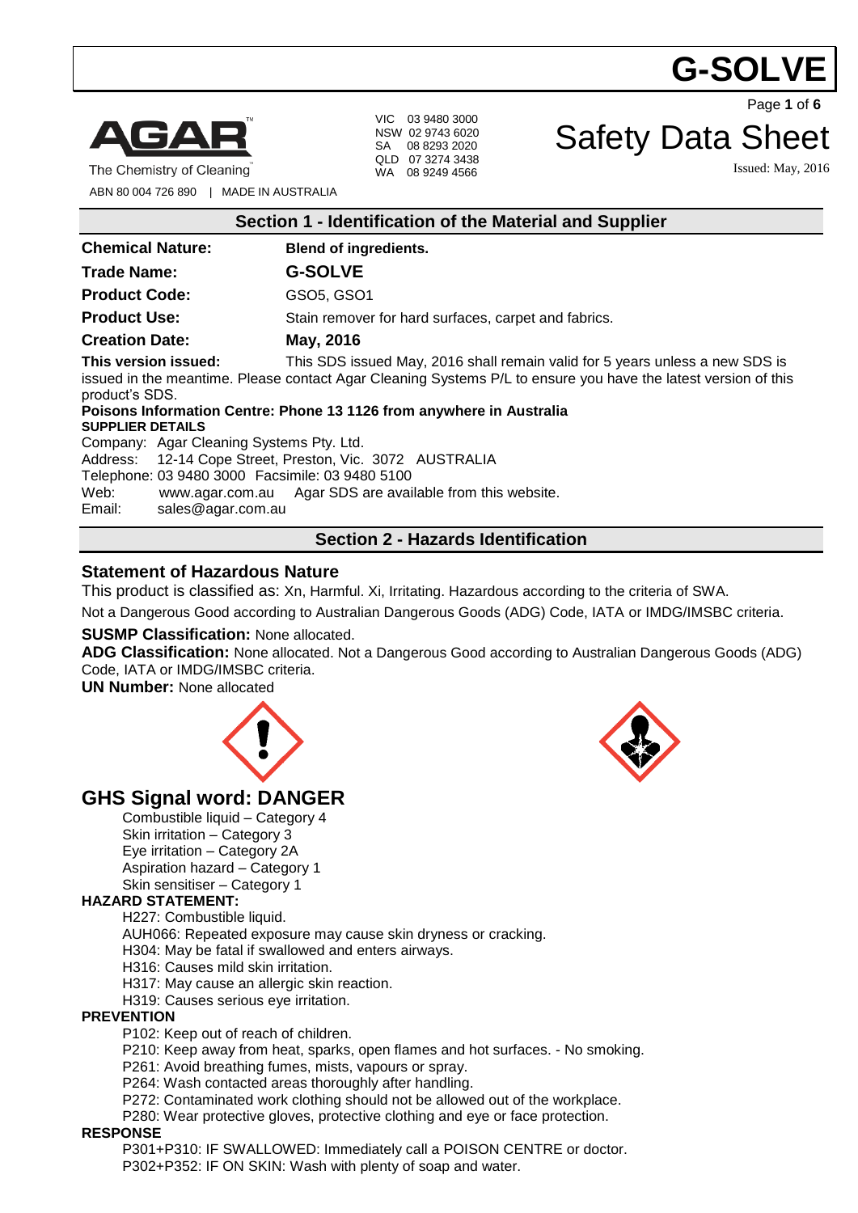# G-SOLVE

**AGAR**™
The Chemistry of Cleaning

ABN 80 004 726 890 | MADE IN AUSTRALIA

VIC 03 9480 3000
NSW 02 9743 6020
SA 08 8293 2020
QLD 07 3274 3438
WA 08 9249 4566

# Safety Data Sheet

Issued: May, 2016

## Section 1 - Identification of the Material and Supplier

**Chemical Nature:** **Blend of ingredients.**

**Trade Name:** **G-SOLVE**

**Product Code:** GSO5, GSO1

**Product Use:** Stain remover for hard surfaces, carpet and fabrics.

**Creation Date:** **May, 2016**

**This version issued:** This SDS issued May, 2016 shall remain valid for 5 years unless a new SDS is issued in the meantime. Please contact Agar Cleaning Systems P/L to ensure you have the latest version of this product's SDS.

**Poisons Information Centre: Phone 13 1126 from anywhere in Australia**

**SUPPLIER DETAILS**

Company: Agar Cleaning Systems Pty. Ltd.
Address: 12-14 Cope Street, Preston, Vic. 3072 AUSTRALIA
Telephone: 03 9480 3000 Facsimile: 03 9480 5100
Web: www.agar.com.au Agar SDS are available from this website.
Email: sales@agar.com.au

## Section 2 - Hazards Identification

### Statement of Hazardous Nature

This product is classified as: Xn, Harmful. Xi, Irritating. Hazardous according to the criteria of SWA.

Not a Dangerous Good according to Australian Dangerous Goods (ADG) Code, IATA or IMDG/IMSBC criteria.

**SUSMP Classification:** None allocated.

**ADG Classification:** None allocated. Not a Dangerous Good according to Australian Dangerous Goods (ADG) Code, IATA or IMDG/IMSBC criteria.

**UN Number:** None allocated

## GHS Signal word: DANGER

- Combustible liquid – Category 4
- Skin irritation – Category 3
- Eye irritation – Category 2A
- Aspiration hazard – Category 1
- Skin sensitiser – Category 1

**HAZARD STATEMENT:**

- H227: Combustible liquid.
- AUH066: Repeated exposure may cause skin dryness or cracking.
- H304: May be fatal if swallowed and enters airways.
- H316: Causes mild skin irritation.
- H317: May cause an allergic skin reaction.
- H319: Causes serious eye irritation.

**PREVENTION**

- P102: Keep out of reach of children.
- P210: Keep away from heat, sparks, open flames and hot surfaces. - No smoking.
- P261: Avoid breathing fumes, mists, vapours or spray.
- P264: Wash contacted areas thoroughly after handling.
- P272: Contaminated work clothing should not be allowed out of the workplace.
- P280: Wear protective gloves, protective clothing and eye or face protection.

**RESPONSE**

- P301+P310: IF SWALLOWED: Immediately call a POISON CENTRE or doctor.
- P302+P352: IF ON SKIN: Wash with plenty of soap and water.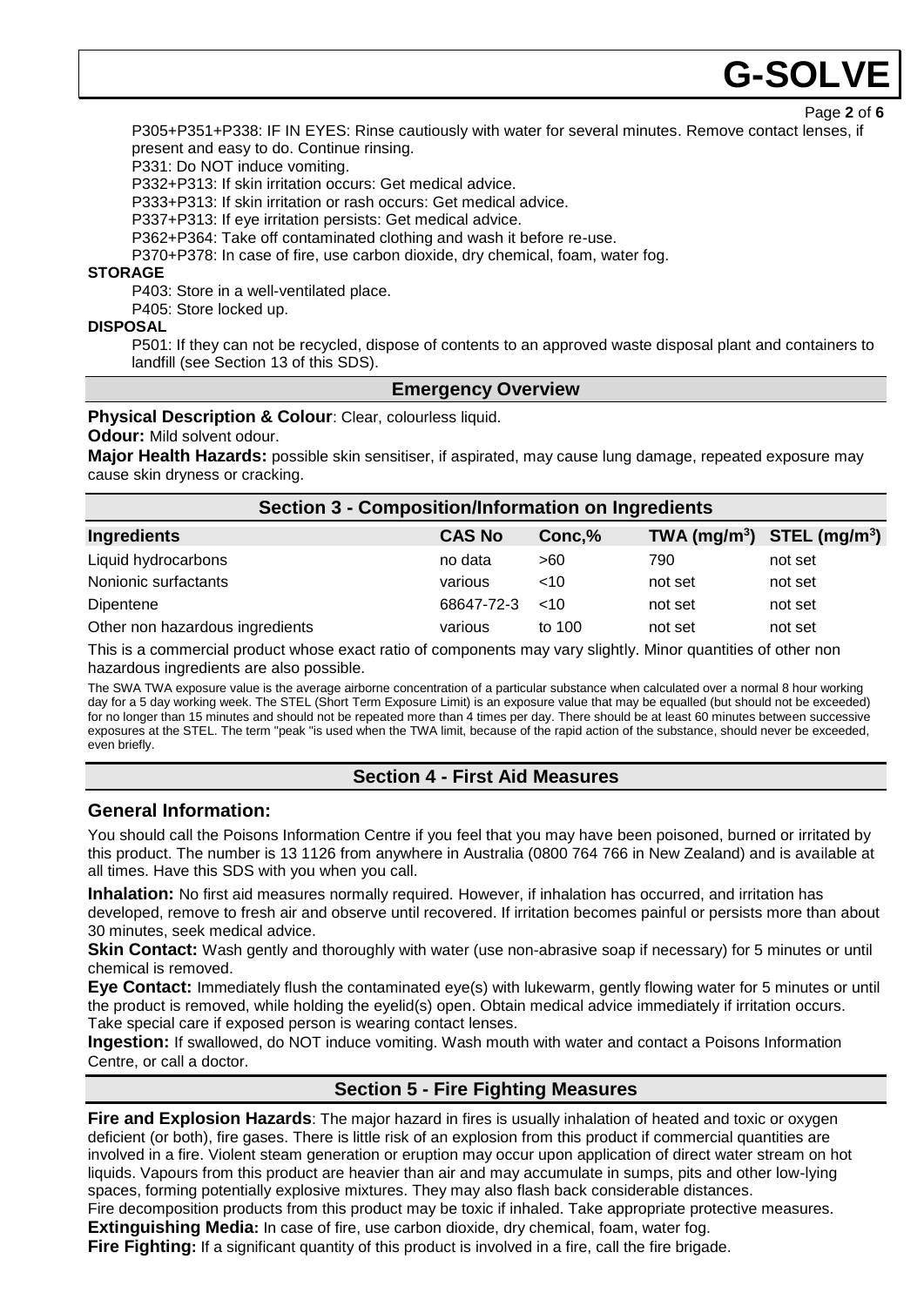P305+P351+P338: IF IN EYES: Rinse cautiously with water for several minutes. Remove contact lenses, if present and easy to do. Continue rinsing.

P331: Do NOT induce vomiting.

P332+P313: If skin irritation occurs: Get medical advice.

P333+P313: If skin irritation or rash occurs: Get medical advice.

P337+P313: If eye irritation persists: Get medical advice.

P362+P364: Take off contaminated clothing and wash it before re-use.

P370+P378: In case of fire, use carbon dioxide, dry chemical, foam, water fog.

**STORAGE**

P403: Store in a well-ventilated place.

P405: Store locked up.

**DISPOSAL**

P501: If they can not be recycled, dispose of contents to an approved waste disposal plant and containers to landfill (see Section 13 of this SDS).

## Emergency Overview

**Physical Description & Colour**: Clear, colourless liquid.

**Odour:** Mild solvent odour.

**Major Health Hazards:** possible skin sensitiser, if aspirated, may cause lung damage, repeated exposure may cause skin dryness or cracking.

## Section 3 - Composition/Information on Ingredients

| Ingredients | CAS No | Conc,% | TWA ($mg/m^3$) | STEL ($mg/m^3$) |
|---|---|---|---|---|
| Liquid hydrocarbons | no data | >60 | 790 | not set |
| Nonionic surfactants | various | <10 | not set | not set |
| Dipentene | 68647-72-3 | <10 | not set | not set |
| Other non hazardous ingredients | various | to 100 | not set | not set |

This is a commercial product whose exact ratio of components may vary slightly. Minor quantities of other non hazardous ingredients are also possible.

The SWA TWA exposure value is the average airborne concentration of a particular substance when calculated over a normal 8 hour working day for a 5 day working week. The STEL (Short Term Exposure Limit) is an exposure value that may be equalled (but should not be exceeded) for no longer than 15 minutes and should not be repeated more than 4 times per day. There should be at least 60 minutes between successive exposures at the STEL. The term "peak "is used when the TWA limit, because of the rapid action of the substance, should never be exceeded, even briefly.

## Section 4 - First Aid Measures

### General Information:

You should call the Poisons Information Centre if you feel that you may have been poisoned, burned or irritated by this product. The number is 13 1126 from anywhere in Australia (0800 764 766 in New Zealand) and is available at all times. Have this SDS with you when you call.

**Inhalation:** No first aid measures normally required. However, if inhalation has occurred, and irritation has developed, remove to fresh air and observe until recovered. If irritation becomes painful or persists more than about 30 minutes, seek medical advice.

**Skin Contact:** Wash gently and thoroughly with water (use non-abrasive soap if necessary) for 5 minutes or until chemical is removed.

**Eye Contact:** Immediately flush the contaminated eye(s) with lukewarm, gently flowing water for 5 minutes or until the product is removed, while holding the eyelid(s) open. Obtain medical advice immediately if irritation occurs. Take special care if exposed person is wearing contact lenses.

**Ingestion:** If swallowed, do NOT induce vomiting. Wash mouth with water and contact a Poisons Information Centre, or call a doctor.

## Section 5 - Fire Fighting Measures

**Fire and Explosion Hazards**: The major hazard in fires is usually inhalation of heated and toxic or oxygen deficient (or both), fire gases. There is little risk of an explosion from this product if commercial quantities are involved in a fire. Violent steam generation or eruption may occur upon application of direct water stream on hot liquids. Vapours from this product are heavier than air and may accumulate in sumps, pits and other low-lying spaces, forming potentially explosive mixtures. They may also flash back considerable distances.

Fire decomposition products from this product may be toxic if inhaled. Take appropriate protective measures.

**Extinguishing Media:** In case of fire, use carbon dioxide, dry chemical, foam, water fog.

**Fire Fighting:** If a significant quantity of this product is involved in a fire, call the fire brigade.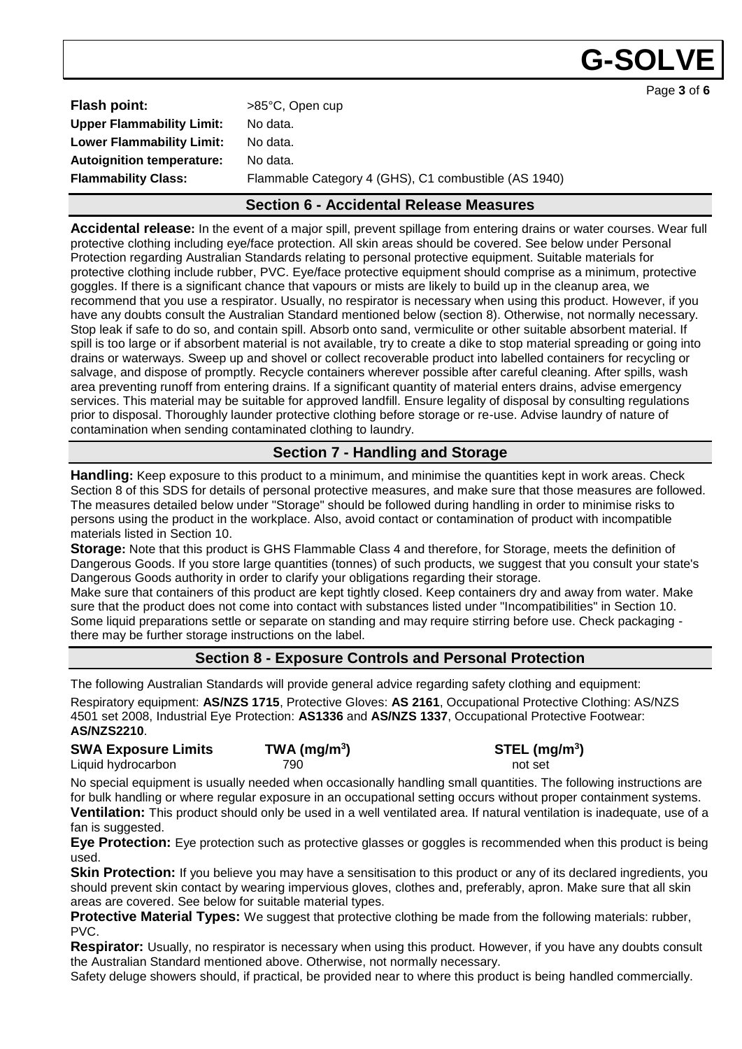| | |
|---|---|
| **Flash point:** | >85°C, Open cup |
| **Upper Flammability Limit:** | No data. |
| **Lower Flammability Limit:** | No data. |
| **Autoignition temperature:** | No data. |
| **Flammability Class:** | Flammable Category 4 (GHS), C1 combustible (AS 1940) |

## Section 6 - Accidental Release Measures

**Accidental release:** In the event of a major spill, prevent spillage from entering drains or water courses. Wear full protective clothing including eye/face protection. All skin areas should be covered. See below under Personal Protection regarding Australian Standards relating to personal protective equipment. Suitable materials for protective clothing include rubber, PVC. Eye/face protective equipment should comprise as a minimum, protective goggles. If there is a significant chance that vapours or mists are likely to build up in the cleanup area, we recommend that you use a respirator. Usually, no respirator is necessary when using this product. However, if you have any doubts consult the Australian Standard mentioned below (section 8). Otherwise, not normally necessary. Stop leak if safe to do so, and contain spill. Absorb onto sand, vermiculite or other suitable absorbent material. If spill is too large or if absorbent material is not available, try to create a dike to stop material spreading or going into drains or waterways. Sweep up and shovel or collect recoverable product into labelled containers for recycling or salvage, and dispose of promptly. Recycle containers wherever possible after careful cleaning. After spills, wash area preventing runoff from entering drains. If a significant quantity of material enters drains, advise emergency services. This material may be suitable for approved landfill. Ensure legality of disposal by consulting regulations prior to disposal. Thoroughly launder protective clothing before storage or re-use. Advise laundry of nature of contamination when sending contaminated clothing to laundry.

## Section 7 - Handling and Storage

**Handling:** Keep exposure to this product to a minimum, and minimise the quantities kept in work areas. Check Section 8 of this SDS for details of personal protective measures, and make sure that those measures are followed. The measures detailed below under "Storage" should be followed during handling in order to minimise risks to persons using the product in the workplace. Also, avoid contact or contamination of product with incompatible materials listed in Section 10.

**Storage:** Note that this product is GHS Flammable Class 4 and therefore, for Storage, meets the definition of Dangerous Goods. If you store large quantities (tonnes) of such products, we suggest that you consult your state's Dangerous Goods authority in order to clarify your obligations regarding their storage.

Make sure that containers of this product are kept tightly closed. Keep containers dry and away from water. Make sure that the product does not come into contact with substances listed under "Incompatibilities" in Section 10. Some liquid preparations settle or separate on standing and may require stirring before use. Check packaging - there may be further storage instructions on the label.

## Section 8 - Exposure Controls and Personal Protection

The following Australian Standards will provide general advice regarding safety clothing and equipment:

Respiratory equipment: **AS/NZS 1715**, Protective Gloves: **AS 2161**, Occupational Protective Clothing: AS/NZS 4501 set 2008, Industrial Eye Protection: **AS1336** and **AS/NZS 1337**, Occupational Protective Footwear: **AS/NZS2210**.

| **SWA Exposure Limits** | **TWA (mg/m$^3$)** | **STEL (mg/m$^3$)** |
|---|---|---|
| Liquid hydrocarbon | 790 | not set |

No special equipment is usually needed when occasionally handling small quantities. The following instructions are for bulk handling or where regular exposure in an occupational setting occurs without proper containment systems.

**Ventilation:** This product should only be used in a well ventilated area. If natural ventilation is inadequate, use of a fan is suggested.

**Eye Protection:** Eye protection such as protective glasses or goggles is recommended when this product is being used.

**Skin Protection:** If you believe you may have a sensitisation to this product or any of its declared ingredients, you should prevent skin contact by wearing impervious gloves, clothes and, preferably, apron. Make sure that all skin areas are covered. See below for suitable material types.

**Protective Material Types:** We suggest that protective clothing be made from the following materials: rubber, PVC.

**Respirator:** Usually, no respirator is necessary when using this product. However, if you have any doubts consult the Australian Standard mentioned above. Otherwise, not normally necessary.

Safety deluge showers should, if practical, be provided near to where this product is being handled commercially.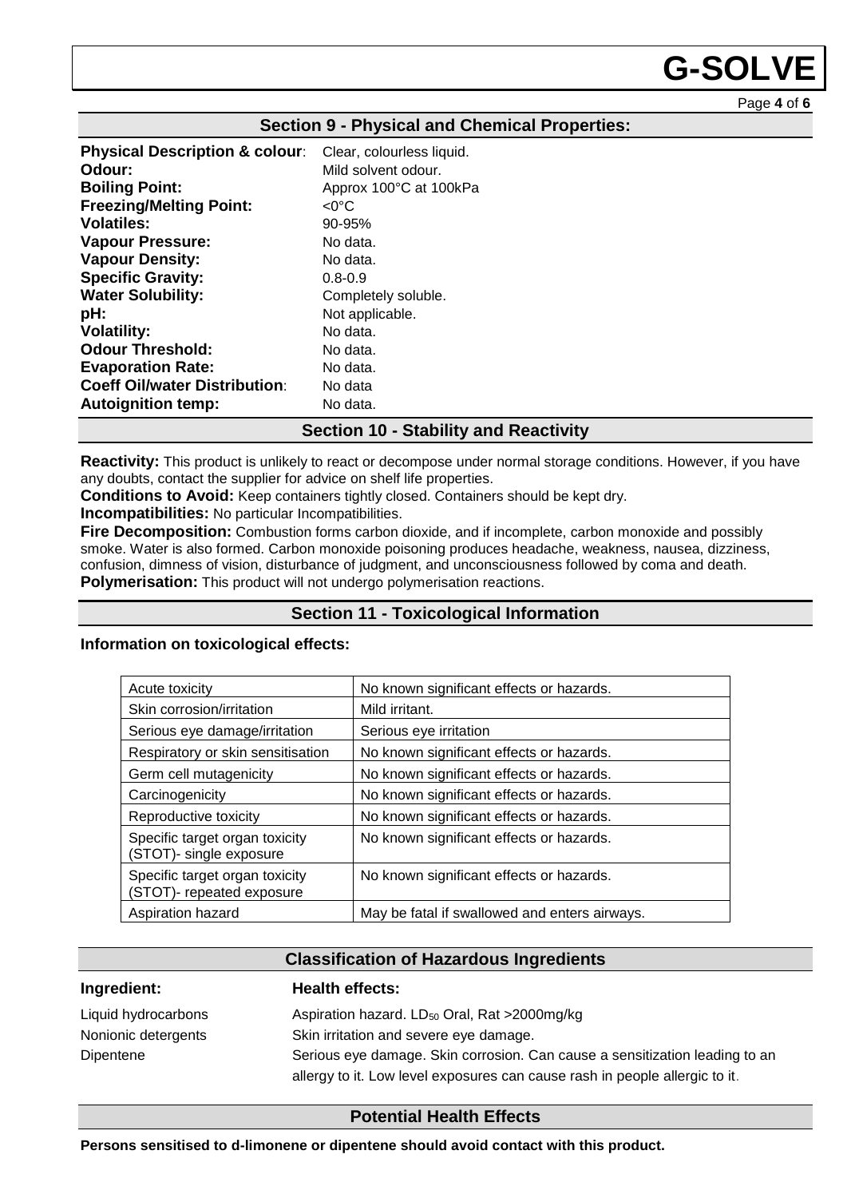## Section 9 - Physical and Chemical Properties:

**Physical Description & colour**: Clear, colourless liquid.
**Odour:** Mild solvent odour.
**Boiling Point:** Approx 100°C at 100kPa
**Freezing/Melting Point:** <0°C
**Volatiles:** 90-95%
**Vapour Pressure:** No data.
**Vapour Density:** No data.
**Specific Gravity:** 0.8-0.9
**Water Solubility:** Completely soluble.
**pH:** Not applicable.
**Volatility:** No data.
**Odour Threshold:** No data.
**Evaporation Rate:** No data.
**Coeff Oil/water Distribution**: No data
**Autoignition temp:** No data.

## Section 10 - Stability and Reactivity

**Reactivity:** This product is unlikely to react or decompose under normal storage conditions. However, if you have any doubts, contact the supplier for advice on shelf life properties.
**Conditions to Avoid:** Keep containers tightly closed. Containers should be kept dry.
**Incompatibilities:** No particular Incompatibilities.
**Fire Decomposition:** Combustion forms carbon dioxide, and if incomplete, carbon monoxide and possibly smoke. Water is also formed. Carbon monoxide poisoning produces headache, weakness, nausea, dizziness, confusion, dimness of vision, disturbance of judgment, and unconsciousness followed by coma and death.
**Polymerisation:** This product will not undergo polymerisation reactions.

## Section 11 - Toxicological Information

**Information on toxicological effects:**

| | |
|---|---|
| Acute toxicity | No known significant effects or hazards. |
| Skin corrosion/irritation | Mild irritant. |
| Serious eye damage/irritation | Serious eye irritation |
| Respiratory or skin sensitisation | No known significant effects or hazards. |
| Germ cell mutagenicity | No known significant effects or hazards. |
| Carcinogenicity | No known significant effects or hazards. |
| Reproductive toxicity | No known significant effects or hazards. |
| Specific target organ toxicity (STOT)- single exposure | No known significant effects or hazards. |
| Specific target organ toxicity (STOT)- repeated exposure | No known significant effects or hazards. |
| Aspiration hazard | May be fatal if swallowed and enters airways. |

## Classification of Hazardous Ingredients

| Ingredient: | Health effects: |
|---|---|
| Liquid hydrocarbons | Aspiration hazard. $LD_{50}$ Oral, Rat >2000mg/kg |
| Nonionic detergents | Skin irritation and severe eye damage. |
| Dipentene | Serious eye damage. Skin corrosion. Can cause a sensitization leading to an allergy to it. Low level exposures can cause rash in people allergic to it. |

## Potential Health Effects

**Persons sensitised to d-limonene or dipentene should avoid contact with this product.**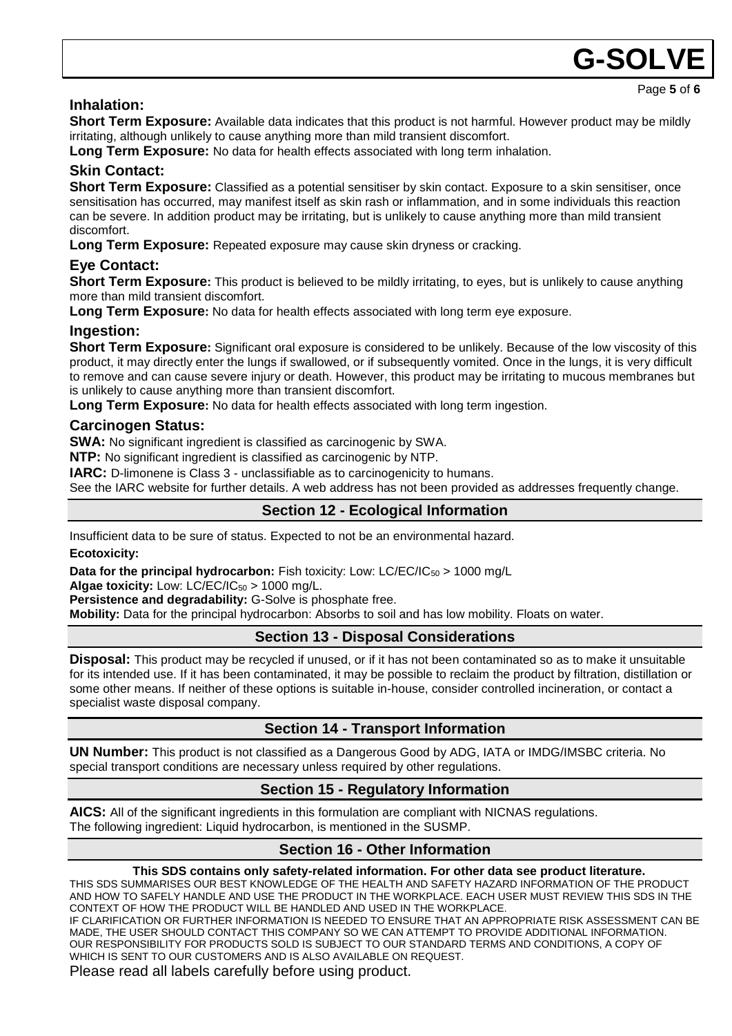### Inhalation:

**Short Term Exposure:** Available data indicates that this product is not harmful. However product may be mildly irritating, although unlikely to cause anything more than mild transient discomfort.

**Long Term Exposure:** No data for health effects associated with long term inhalation.

### Skin Contact:

**Short Term Exposure:** Classified as a potential sensitiser by skin contact. Exposure to a skin sensitiser, once sensitisation has occurred, may manifest itself as skin rash or inflammation, and in some individuals this reaction can be severe. In addition product may be irritating, but is unlikely to cause anything more than mild transient discomfort.

**Long Term Exposure:** Repeated exposure may cause skin dryness or cracking.

### Eye Contact:

**Short Term Exposure:** This product is believed to be mildly irritating, to eyes, but is unlikely to cause anything more than mild transient discomfort.

**Long Term Exposure:** No data for health effects associated with long term eye exposure.

### Ingestion:

**Short Term Exposure:** Significant oral exposure is considered to be unlikely. Because of the low viscosity of this product, it may directly enter the lungs if swallowed, or if subsequently vomited. Once in the lungs, it is very difficult to remove and can cause severe injury or death. However, this product may be irritating to mucous membranes but is unlikely to cause anything more than transient discomfort.

**Long Term Exposure:** No data for health effects associated with long term ingestion.

### Carcinogen Status:

**SWA:** No significant ingredient is classified as carcinogenic by SWA.

**NTP:** No significant ingredient is classified as carcinogenic by NTP.

**IARC:** D-limonene is Class 3 - unclassifiable as to carcinogenicity to humans.

See the IARC website for further details. A web address has not been provided as addresses frequently change.

## Section 12 - Ecological Information

Insufficient data to be sure of status. Expected to not be an environmental hazard.

**Ecotoxicity:**

**Data for the principal hydrocarbon:** Fish toxicity: Low: $LC/EC/IC_{50}$ > 1000 mg/L

**Algae toxicity:** Low: $LC/EC/IC_{50}$ > 1000 mg/L.

**Persistence and degradability:** G-Solve is phosphate free.

**Mobility:** Data for the principal hydrocarbon: Absorbs to soil and has low mobility. Floats on water.

## Section 13 - Disposal Considerations

**Disposal:** This product may be recycled if unused, or if it has not been contaminated so as to make it unsuitable for its intended use. If it has been contaminated, it may be possible to reclaim the product by filtration, distillation or some other means. If neither of these options is suitable in-house, consider controlled incineration, or contact a specialist waste disposal company.

## Section 14 - Transport Information

**UN Number:** This product is not classified as a Dangerous Good by ADG, IATA or IMDG/IMSBC criteria. No special transport conditions are necessary unless required by other regulations.

## Section 15 - Regulatory Information

**AICS:** All of the significant ingredients in this formulation are compliant with NICNAS regulations.
The following ingredient: Liquid hydrocarbon, is mentioned in the SUSMP.

## Section 16 - Other Information

**This SDS contains only safety-related information. For other data see product literature.**

THIS SDS SUMMARISES OUR BEST KNOWLEDGE OF THE HEALTH AND SAFETY HAZARD INFORMATION OF THE PRODUCT AND HOW TO SAFELY HANDLE AND USE THE PRODUCT IN THE WORKPLACE. EACH USER MUST REVIEW THIS SDS IN THE CONTEXT OF HOW THE PRODUCT WILL BE HANDLED AND USED IN THE WORKPLACE.

IF CLARIFICATION OR FURTHER INFORMATION IS NEEDED TO ENSURE THAT AN APPROPRIATE RISK ASSESSMENT CAN BE MADE, THE USER SHOULD CONTACT THIS COMPANY SO WE CAN ATTEMPT TO PROVIDE ADDITIONAL INFORMATION.

OUR RESPONSIBILITY FOR PRODUCTS SOLD IS SUBJECT TO OUR STANDARD TERMS AND CONDITIONS, A COPY OF WHICH IS SENT TO OUR CUSTOMERS AND IS ALSO AVAILABLE ON REQUEST.

Please read all labels carefully before using product.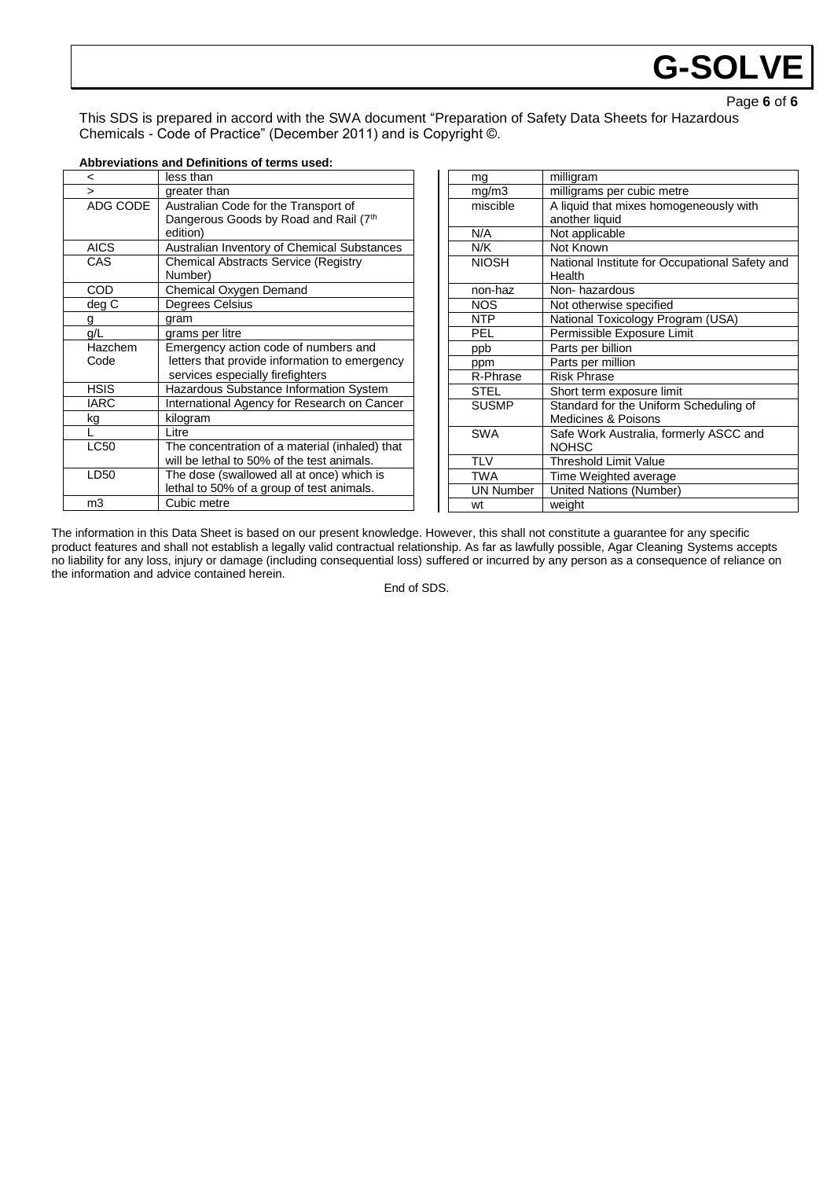This SDS is prepared in accord with the SWA document "Preparation of Safety Data Sheets for Hazardous Chemicals - Code of Practice" (December 2011) and is Copyright ©.

**Abbreviations and Definitions of terms used:**

| | |
|---|---|
| < | less than |
| > | greater than |
| ADG CODE | Australian Code for the Transport of Dangerous Goods by Road and Rail (7th edition) |
| AICS | Australian Inventory of Chemical Substances |
| CAS | Chemical Abstracts Service (Registry Number) |
| COD | Chemical Oxygen Demand |
| deg C | Degrees Celsius |
| g | gram |
| g/L | grams per litre |
| Hazchem Code | Emergency action code of numbers and letters that provide information to emergency services especially firefighters |
| HSIS | Hazardous Substance Information System |
| IARC | International Agency for Research on Cancer |
| kg | kilogram |
| L | Litre |
| LC50 | The concentration of a material (inhaled) that will be lethal to 50% of the test animals. |
| LD50 | The dose (swallowed all at once) which is lethal to 50% of a group of test animals. |
| m3 | Cubic metre |

| | |
|---|---|
| mg | milligram |
| mg/m3 | milligrams per cubic metre |
| miscible | A liquid that mixes homogeneously with another liquid |
| N/A | Not applicable |
| N/K | Not Known |
| NIOSH | National Institute for Occupational Safety and Health |
| non-haz | Non- hazardous |
| NOS | Not otherwise specified |
| NTP | National Toxicology Program (USA) |
| PEL | Permissible Exposure Limit |
| ppb | Parts per billion |
| ppm | Parts per million |
| R-Phrase | Risk Phrase |
| STEL | Short term exposure limit |
| SUSMP | Standard for the Uniform Scheduling of Medicines & Poisons |
| SWA | Safe Work Australia, formerly ASCC and NOHSC |
| TLV | Threshold Limit Value |
| TWA | Time Weighted average |
| UN Number | United Nations (Number) |
| wt | weight |

The information in this Data Sheet is based on our present knowledge. However, this shall not constitute a guarantee for any specific product features and shall not establish a legally valid contractual relationship. As far as lawfully possible, Agar Cleaning Systems accepts no liability for any loss, injury or damage (including consequential loss) suffered or incurred by any person as a consequence of reliance on the information and advice contained herein.

End of SDS.